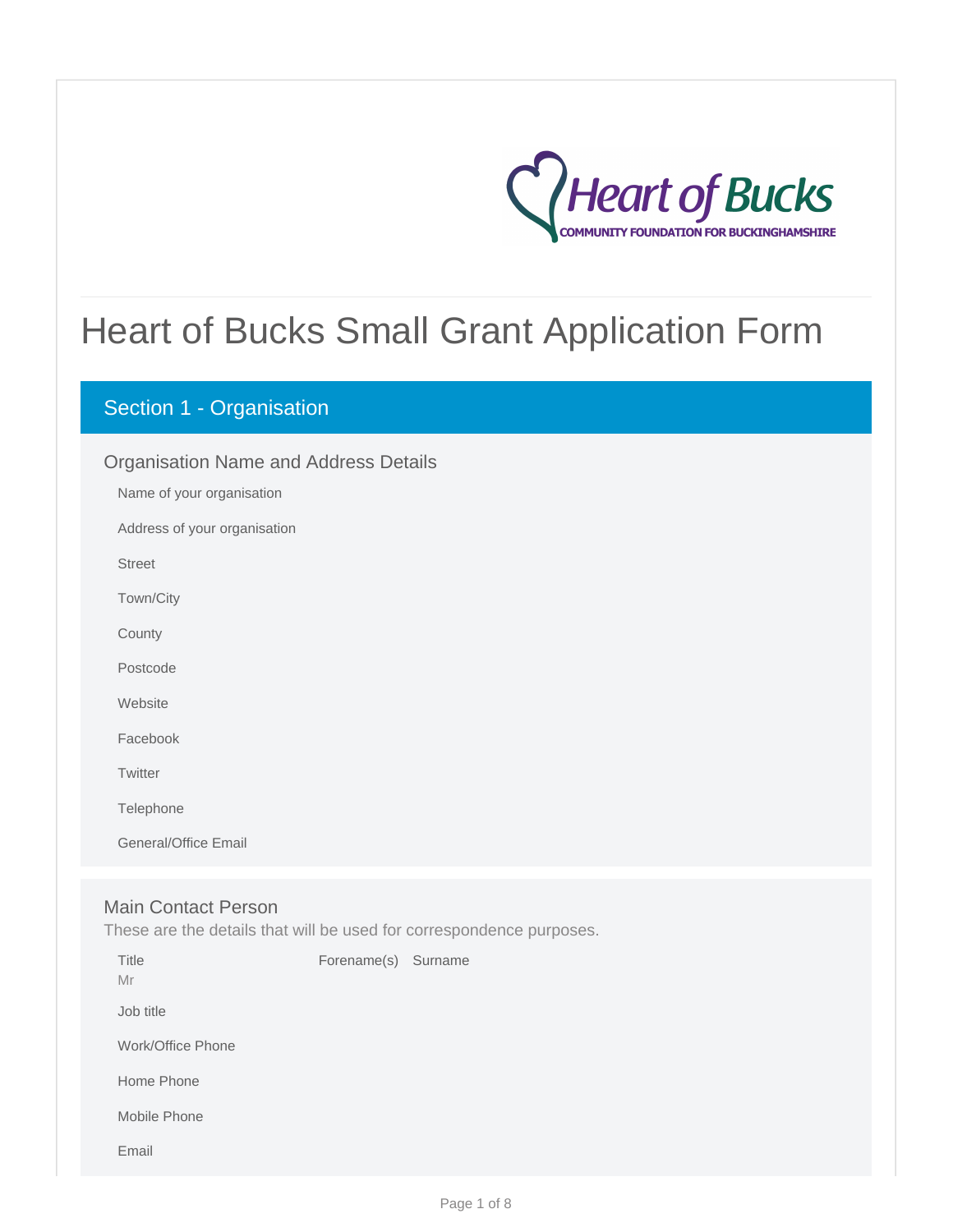# Heart of Bucks Small Grant Application Form

## Section 1 - Organisation

### Organisation Name and Address Details

Name of your organisation

Address of your organisation

Street

Town/City

County

Postcode

Website

Facebook

Twitter

Telephone

General/Office Email

### Main Contact Person

These are the details that will be used for correspondence purposes.

Title
Mr

Forename(s) Surname

Job title

Work/Office Phone

Home Phone

Mobile Phone

Email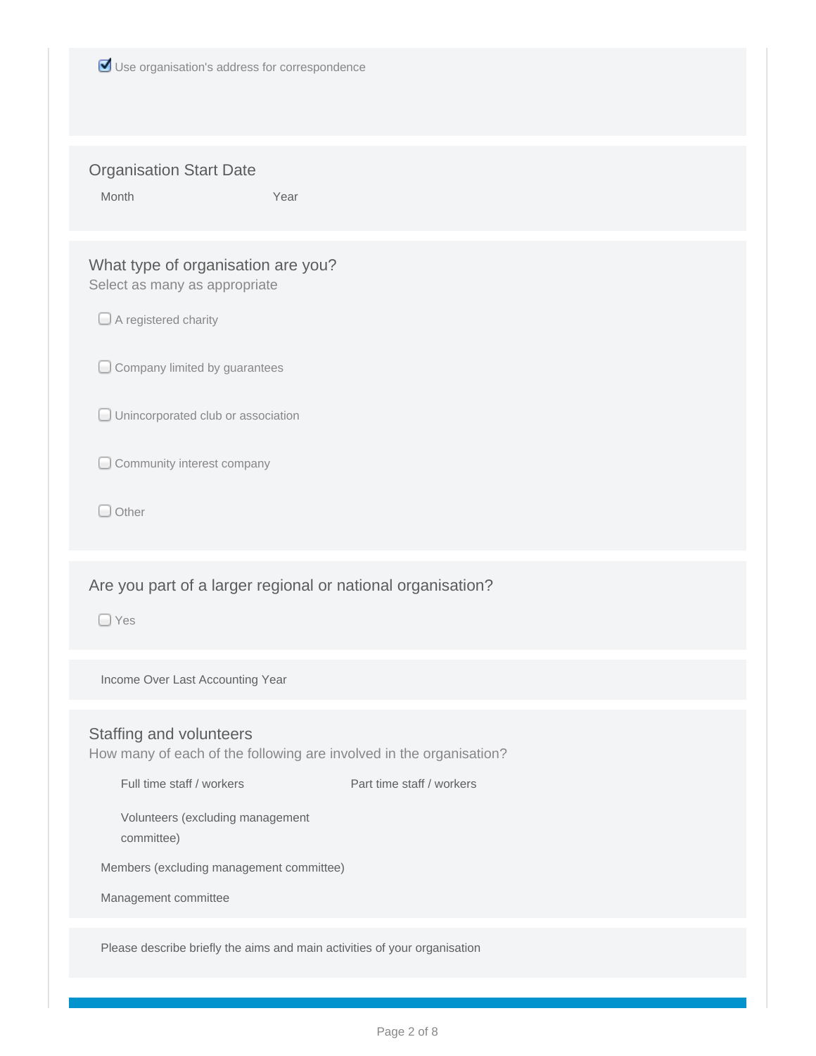- [x] Use organisation's address for correspondence

## Organisation Start Date

Month

Year

## What type of organisation are you?

Select as many as appropriate

- [ ] A registered charity
- [ ] Company limited by guarantees
- [ ] Unincorporated club or association
- [ ] Community interest company
- [ ] Other

## Are you part of a larger regional or national organisation?

- [ ] Yes

Income Over Last Accounting Year

## Staffing and volunteers

How many of each of the following are involved in the organisation?

Full time staff / workers

Part time staff / workers

Volunteers (excluding management committee)

Members (excluding management committee)

Management committee

Please describe briefly the aims and main activities of your organisation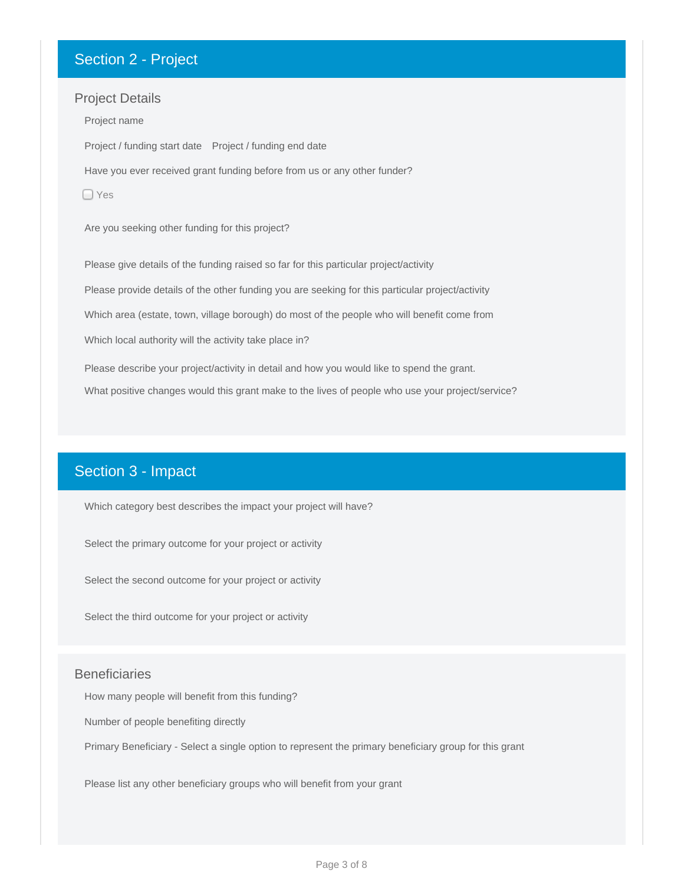## Section 2 - Project

### Project Details

Project name

Project / funding start date    Project / funding end date

Have you ever received grant funding before from us or any other funder?

- [ ] Yes

Are you seeking other funding for this project?

Please give details of the funding raised so far for this particular project/activity

Please provide details of the other funding you are seeking for this particular project/activity

Which area (estate, town, village borough) do most of the people who will benefit come from

Which local authority will the activity take place in?

Please describe your project/activity in detail and how you would like to spend the grant.

What positive changes would this grant make to the lives of people who use your project/service?

## Section 3 - Impact

Which category best describes the impact your project will have?

Select the primary outcome for your project or activity

Select the second outcome for your project or activity

Select the third outcome for your project or activity

### Beneficiaries

How many people will benefit from this funding?

Number of people benefiting directly

Primary Beneficiary - Select a single option to represent the primary beneficiary group for this grant

Please list any other beneficiary groups who will benefit from your grant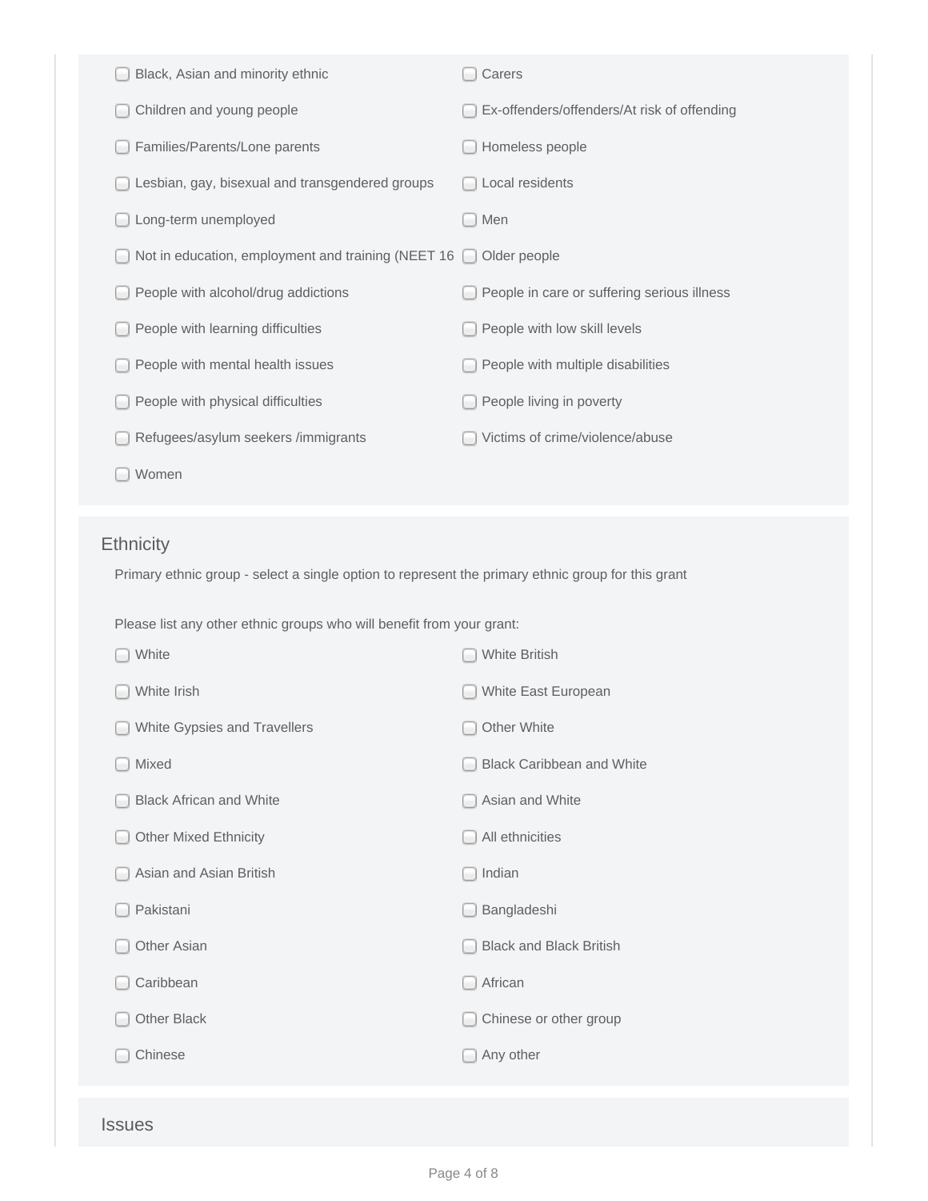- ☐ Black, Asian and minority ethnic
- ☐ Carers
- ☐ Children and young people
- ☐ Ex-offenders/offenders/At risk of offending
- ☐ Families/Parents/Lone parents
- ☐ Homeless people
- ☐ Lesbian, gay, bisexual and transgendered groups
- ☐ Local residents
- ☐ Long-term unemployed
- ☐ Men
- ☐ Not in education, employment and training (NEET 16
- ☐ Older people
- ☐ People with alcohol/drug addictions
- ☐ People in care or suffering serious illness
- ☐ People with learning difficulties
- ☐ People with low skill levels
- ☐ People with mental health issues
- ☐ People with multiple disabilities
- ☐ People with physical difficulties
- ☐ People living in poverty
- ☐ Refugees/asylum seekers /immigrants
- ☐ Victims of crime/violence/abuse
- ☐ Women

## Ethnicity

Primary ethnic group - select a single option to represent the primary ethnic group for this grant

Please list any other ethnic groups who will benefit from your grant:

- ☐ White
- ☐ White British
- ☐ White Irish
- ☐ White East European
- ☐ White Gypsies and Travellers
- ☐ Other White
- ☐ Mixed
- ☐ Black Caribbean and White
- ☐ Black African and White
- ☐ Asian and White
- ☐ Other Mixed Ethnicity
- ☐ All ethnicities
- ☐ Asian and Asian British
- ☐ Indian
- ☐ Pakistani
- ☐ Bangladeshi
- ☐ Other Asian
- ☐ Black and Black British
- ☐ Caribbean
- ☐ African
- ☐ Other Black
- ☐ Chinese or other group
- ☐ Chinese
- ☐ Any other

## Issues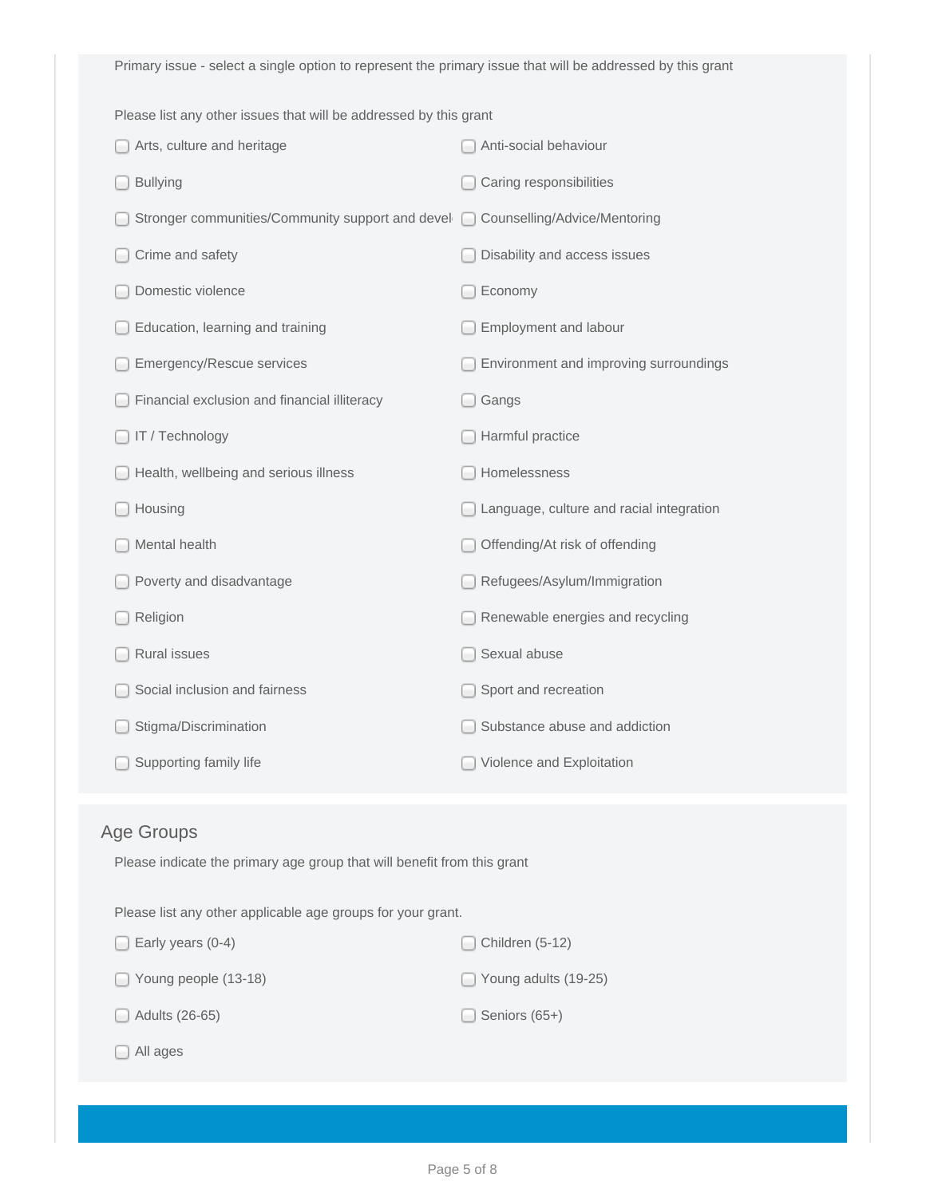Primary issue - select a single option to represent the primary issue that will be addressed by this grant

Please list any other issues that will be addressed by this grant

- [ ] Arts, culture and heritage
- [ ] Anti-social behaviour
- [ ] Bullying
- [ ] Caring responsibilities
- [ ] Stronger communities/Community support and devel
- [ ] Counselling/Advice/Mentoring
- [ ] Crime and safety
- [ ] Disability and access issues
- [ ] Domestic violence
- [ ] Economy
- [ ] Education, learning and training
- [ ] Employment and labour
- [ ] Emergency/Rescue services
- [ ] Environment and improving surroundings
- [ ] Financial exclusion and financial illiteracy
- [ ] Gangs
- [ ] IT / Technology
- [ ] Harmful practice
- [ ] Health, wellbeing and serious illness
- [ ] Homelessness
- [ ] Housing
- [ ] Language, culture and racial integration
- [ ] Mental health
- [ ] Offending/At risk of offending
- [ ] Poverty and disadvantage
- [ ] Refugees/Asylum/Immigration
- [ ] Religion
- [ ] Renewable energies and recycling
- [ ] Rural issues
- [ ] Sexual abuse
- [ ] Social inclusion and fairness
- [ ] Sport and recreation
- [ ] Stigma/Discrimination
- [ ] Substance abuse and addiction
- [ ] Supporting family life
- [ ] Violence and Exploitation

## Age Groups

Please indicate the primary age group that will benefit from this grant

Please list any other applicable age groups for your grant.

- [ ] Early years (0-4)
- [ ] Children (5-12)
- [ ] Young people (13-18)
- [ ] Young adults (19-25)
- [ ] Adults (26-65)
- [ ] Seniors (65+)
- [ ] All ages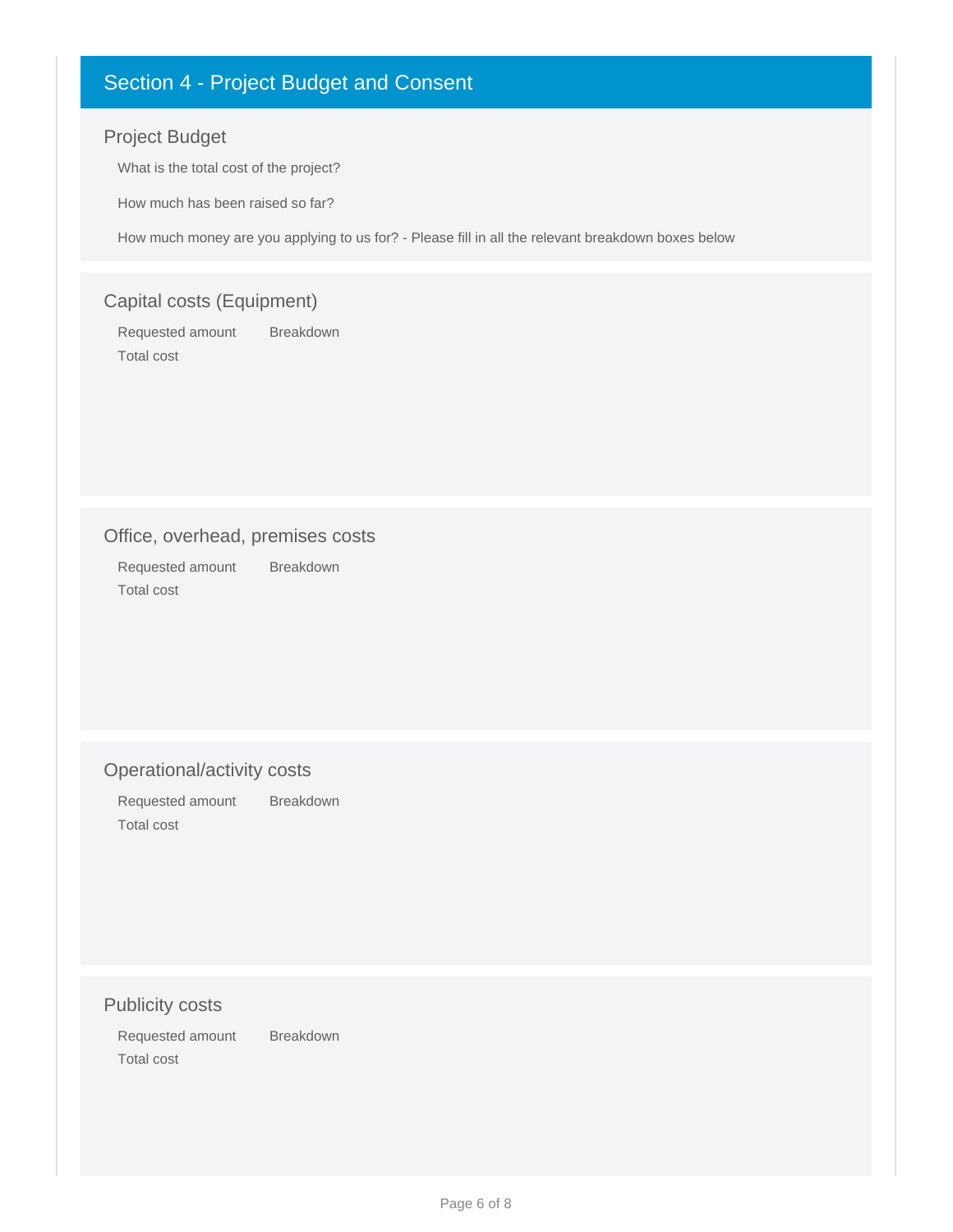## Section 4 - Project Budget and Consent

### Project Budget

What is the total cost of the project?

How much has been raised so far?

How much money are you applying to us for? - Please fill in all the relevant breakdown boxes below

### Capital costs (Equipment)

Requested amount      Breakdown

Total cost

### Office, overhead, premises costs

Requested amount      Breakdown

Total cost

### Operational/activity costs

Requested amount      Breakdown

Total cost

### Publicity costs

Requested amount      Breakdown

Total cost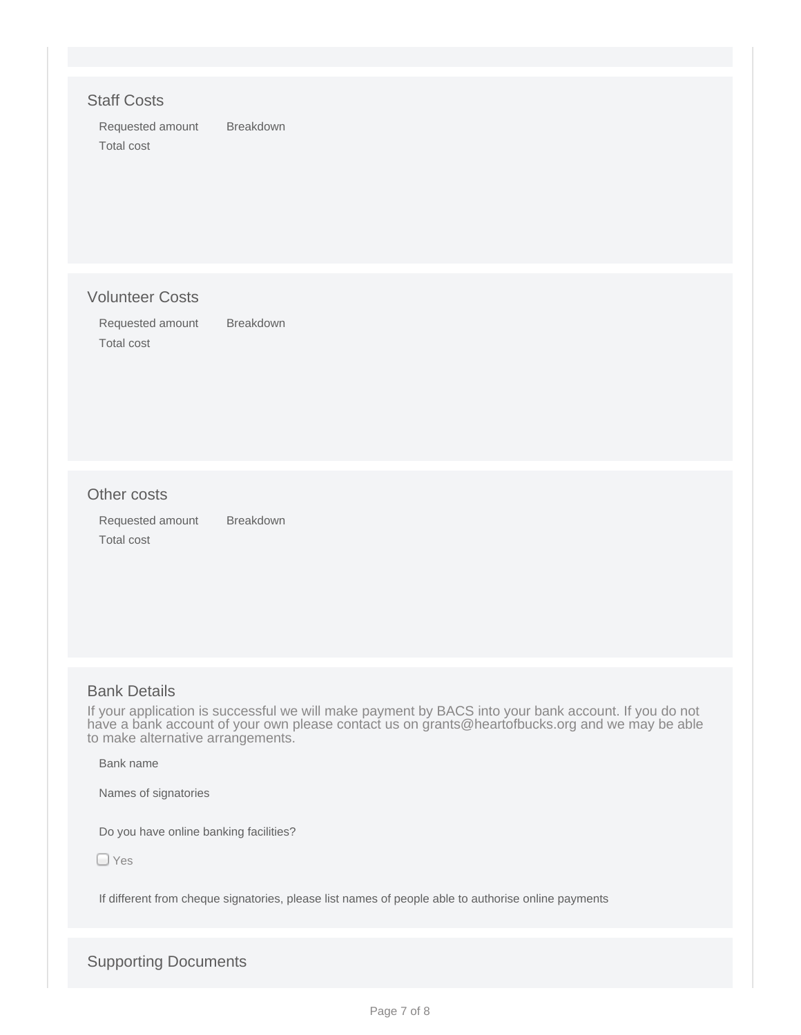## Staff Costs

Requested amount Breakdown

Total cost

## Volunteer Costs

Requested amount Breakdown

Total cost

## Other costs

Requested amount Breakdown

Total cost

## Bank Details

If your application is successful we will make payment by BACS into your bank account. If you do not have a bank account of your own please contact us on grants@heartofbucks.org and we may be able to make alternative arrangements.

Bank name

Names of signatories

Do you have online banking facilities?

☐ Yes

If different from cheque signatories, please list names of people able to authorise online payments

## Supporting Documents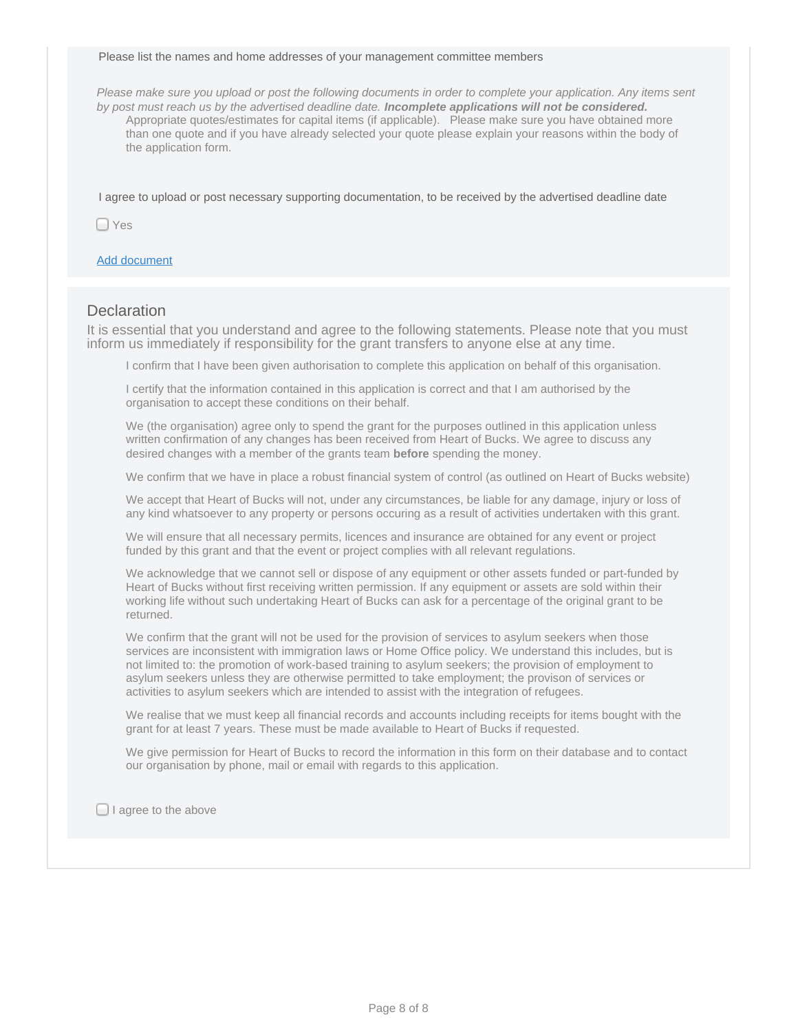Please list the names and home addresses of your management committee members

*Please make sure you upload or post the following documents in order to complete your application. Any items sent by post must reach us by the advertised deadline date.* ***Incomplete applications will not be considered.***

Appropriate quotes/estimates for capital items (if applicable). Please make sure you have obtained more than one quote and if you have already selected your quote please explain your reasons within the body of the application form.

I agree to upload or post necessary supporting documentation, to be received by the advertised deadline date

- [ ] Yes

Add document

## Declaration

It is essential that you understand and agree to the following statements. Please note that you must inform us immediately if responsibility for the grant transfers to anyone else at any time.

I confirm that I have been given authorisation to complete this application on behalf of this organisation.

I certify that the information contained in this application is correct and that I am authorised by the organisation to accept these conditions on their behalf.

We (the organisation) agree only to spend the grant for the purposes outlined in this application unless written confirmation of any changes has been received from Heart of Bucks. We agree to discuss any desired changes with a member of the grants team **before** spending the money.

We confirm that we have in place a robust financial system of control (as outlined on Heart of Bucks website)

We accept that Heart of Bucks will not, under any circumstances, be liable for any damage, injury or loss of any kind whatsoever to any property or persons occuring as a result of activities undertaken with this grant.

We will ensure that all necessary permits, licences and insurance are obtained for any event or project funded by this grant and that the event or project complies with all relevant regulations.

We acknowledge that we cannot sell or dispose of any equipment or other assets funded or part-funded by Heart of Bucks without first receiving written permission. If any equipment or assets are sold within their working life without such undertaking Heart of Bucks can ask for a percentage of the original grant to be returned.

We confirm that the grant will not be used for the provision of services to asylum seekers when those services are inconsistent with immigration laws or Home Office policy. We understand this includes, but is not limited to: the promotion of work-based training to asylum seekers; the provision of employment to asylum seekers unless they are otherwise permitted to take employment; the provison of services or activities to asylum seekers which are intended to assist with the integration of refugees.

We realise that we must keep all financial records and accounts including receipts for items bought with the grant for at least 7 years. These must be made available to Heart of Bucks if requested.

We give permission for Heart of Bucks to record the information in this form on their database and to contact our organisation by phone, mail or email with regards to this application.

- [ ] I agree to the above